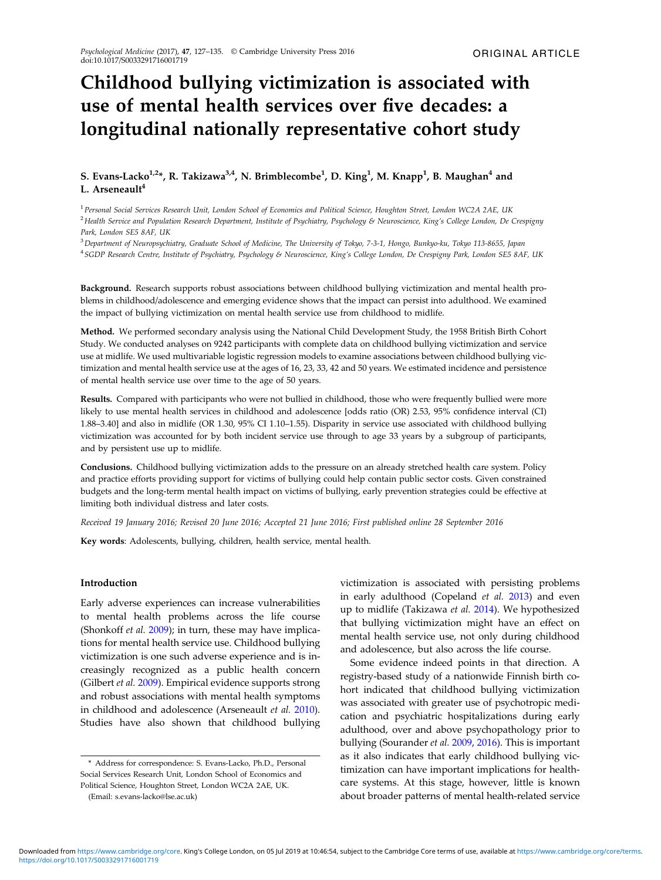# Childhood bullying victimization is associated with use of mental health services over five decades: a longitudinal nationally representative cohort study

**S. Evans-Lacko[1,2]*, R. Takizawa[3,4], N. Brimblecombe[1], D. King[1], M. Knapp[1], B. Maughan[4] and L. Arseneault[4]**

[1] *Personal Social Services Research Unit, London School of Economics and Political Science, Houghton Street, London WC2A 2AE, UK*
[2] *Health Service and Population Research Department, Institute of Psychiatry, Psychology & Neuroscience, King's College London, De Crespigny Park, London SE5 8AF, UK*
[3] *Department of Neuropsychiatry, Graduate School of Medicine, The University of Tokyo, 7-3-1, Hongo, Bunkyo-ku, Tokyo 113-8655, Japan*
[4] *SGDP Research Centre, Institute of Psychiatry, Psychology & Neuroscience, King's College London, De Crespigny Park, London SE5 8AF, UK*

**Background.** Research supports robust associations between childhood bullying victimization and mental health problems in childhood/adolescence and emerging evidence shows that the impact can persist into adulthood. We examined the impact of bullying victimization on mental health service use from childhood to midlife.

**Method.** We performed secondary analysis using the National Child Development Study, the 1958 British Birth Cohort Study. We conducted analyses on 9242 participants with complete data on childhood bullying victimization and service use at midlife. We used multivariable logistic regression models to examine associations between childhood bullying victimization and mental health service use at the ages of 16, 23, 33, 42 and 50 years. We estimated incidence and persistence of mental health service use over time to the age of 50 years.

**Results.** Compared with participants who were not bullied in childhood, those who were frequently bullied were more likely to use mental health services in childhood and adolescence [odds ratio (OR) 2.53, 95% confidence interval (CI) 1.88–3.40] and also in midlife (OR 1.30, 95% CI 1.10–1.55). Disparity in service use associated with childhood bullying victimization was accounted for by both incident service use through to age 33 years by a subgroup of participants, and by persistent use up to midlife.

**Conclusions.** Childhood bullying victimization adds to the pressure on an already stretched health care system. Policy and practice efforts providing support for victims of bullying could help contain public sector costs. Given constrained budgets and the long-term mental health impact on victims of bullying, early prevention strategies could be effective at limiting both individual distress and later costs.

*Received 19 January 2016; Revised 20 June 2016; Accepted 21 June 2016; First published online 28 September 2016*

**Key words**: Adolescents, bullying, children, health service, mental health.

## Introduction

Early adverse experiences can increase vulnerabilities to mental health problems across the life course (Shonkoff *et al.* 2009); in turn, these may have implications for mental health service use. Childhood bullying victimization is one such adverse experience and is increasingly recognized as a public health concern (Gilbert *et al.* 2009). Empirical evidence supports strong and robust associations with mental health symptoms in childhood and adolescence (Arseneault *et al.* 2010). Studies have also shown that childhood bullying victimization is associated with persisting problems in early adulthood (Copeland *et al.* 2013) and even up to midlife (Takizawa *et al.* 2014). We hypothesized that bullying victimization might have an effect on mental health service use, not only during childhood and adolescence, but also across the life course.

Some evidence indeed points in that direction. A registry-based study of a nationwide Finnish birth cohort indicated that childhood bullying victimization was associated with greater use of psychotropic medication and psychiatric hospitalizations during early adulthood, over and above psychopathology prior to bullying (Sourander *et al.* 2009, 2016). This is important as it also indicates that early childhood bullying victimization can have important implications for health-care systems. At this stage, however, little is known about broader patterns of mental health-related service

\* Address for correspondence: S. Evans-Lacko, Ph.D., Personal Social Services Research Unit, London School of Economics and Political Science, Houghton Street, London WC2A 2AE, UK.
(Email: s.evans-lacko@lse.ac.uk)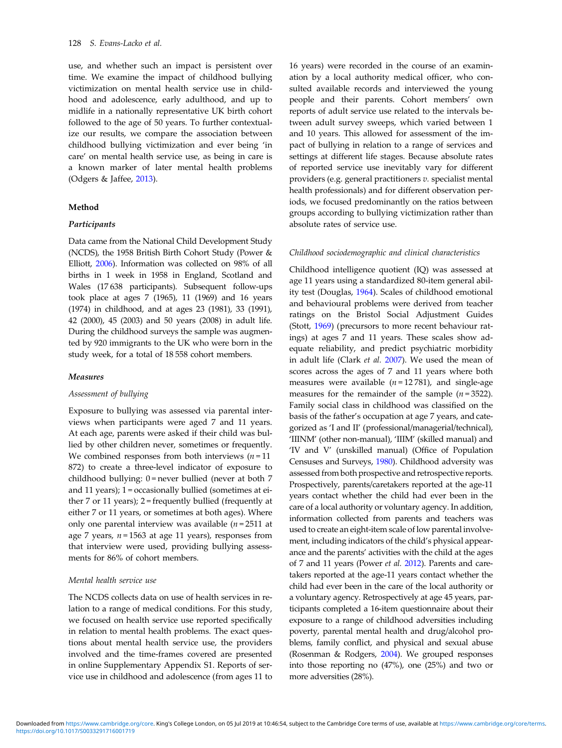use, and whether such an impact is persistent over time. We examine the impact of childhood bullying victimization on mental health service use in childhood and adolescence, early adulthood, and up to midlife in a nationally representative UK birth cohort followed to the age of 50 years. To further contextualize our results, we compare the association between childhood bullying victimization and ever being 'in care' on mental health service use, as being in care is a known marker of later mental health problems (Odgers & Jaffee, 2013).

## Method

### Participants

Data came from the National Child Development Study (NCDS), the 1958 British Birth Cohort Study (Power & Elliott, 2006). Information was collected on 98% of all births in 1 week in 1958 in England, Scotland and Wales (17 638 participants). Subsequent follow-ups took place at ages 7 (1965), 11 (1969) and 16 years (1974) in childhood, and at ages 23 (1981), 33 (1991), 42 (2000), 45 (2003) and 50 years (2008) in adult life. During the childhood surveys the sample was augmented by 920 immigrants to the UK who were born in the study week, for a total of 18 558 cohort members.

### Measures

#### *Assessment of bullying*

Exposure to bullying was assessed via parental interviews when participants were aged 7 and 11 years. At each age, parents were asked if their child was bullied by other children never, sometimes or frequently. We combined responses from both interviews ($n = 11$ 872) to create a three-level indicator of exposure to childhood bullying: 0 = never bullied (never at both 7 and 11 years); 1 = occasionally bullied (sometimes at either 7 or 11 years); 2 = frequently bullied (frequently at either 7 or 11 years, or sometimes at both ages). Where only one parental interview was available ($n = 2511$ at age 7 years, $n = 1563$ at age 11 years), responses from that interview were used, providing bullying assessments for 86% of cohort members.

#### *Mental health service use*

The NCDS collects data on use of health services in relation to a range of medical conditions. For this study, we focused on health service use reported specifically in relation to mental health problems. The exact questions about mental health service use, the providers involved and the time-frames covered are presented in online Supplementary Appendix S1. Reports of service use in childhood and adolescence (from ages 11 to 16 years) were recorded in the course of an examination by a local authority medical officer, who consulted available records and interviewed the young people and their parents. Cohort members' own reports of adult service use related to the intervals between adult survey sweeps, which varied between 1 and 10 years. This allowed for assessment of the impact of bullying in relation to a range of services and settings at different life stages. Because absolute rates of reported service use inevitably vary for different providers (e.g. general practitioners *v.* specialist mental health professionals) and for different observation periods, we focused predominantly on the ratios between groups according to bullying victimization rather than absolute rates of service use.

#### *Childhood sociodemographic and clinical characteristics*

Childhood intelligence quotient (IQ) was assessed at age 11 years using a standardized 80-item general ability test (Douglas, 1964). Scales of childhood emotional and behavioural problems were derived from teacher ratings on the Bristol Social Adjustment Guides (Stott, 1969) (precursors to more recent behaviour ratings) at ages 7 and 11 years. These scales show adequate reliability, and predict psychiatric morbidity in adult life (Clark *et al.* 2007). We used the mean of scores across the ages of 7 and 11 years where both measures were available ($n = 12 781$), and single-age measures for the remainder of the sample ($n = 3522$). Family social class in childhood was classified on the basis of the father's occupation at age 7 years, and categorized as 'I and II' (professional/managerial/technical), 'IIINM' (other non-manual), 'IIIM' (skilled manual) and 'IV and V' (unskilled manual) (Office of Population Censuses and Surveys, 1980). Childhood adversity was assessed from both prospective and retrospective reports. Prospectively, parents/caretakers reported at the age-11 years contact whether the child had ever been in the care of a local authority or voluntary agency. In addition, information collected from parents and teachers was used to create an eight-item scale of low parental involvement, including indicators of the child's physical appearance and the parents' activities with the child at the ages of 7 and 11 years (Power *et al.* 2012). Parents and caretakers reported at the age-11 years contact whether the child had ever been in the care of the local authority or a voluntary agency. Retrospectively at age 45 years, participants completed a 16-item questionnaire about their exposure to a range of childhood adversities including poverty, parental mental health and drug/alcohol problems, family conflict, and physical and sexual abuse (Rosenman & Rodgers, 2004). We grouped responses into those reporting no (47%), one (25%) and two or more adversities (28%).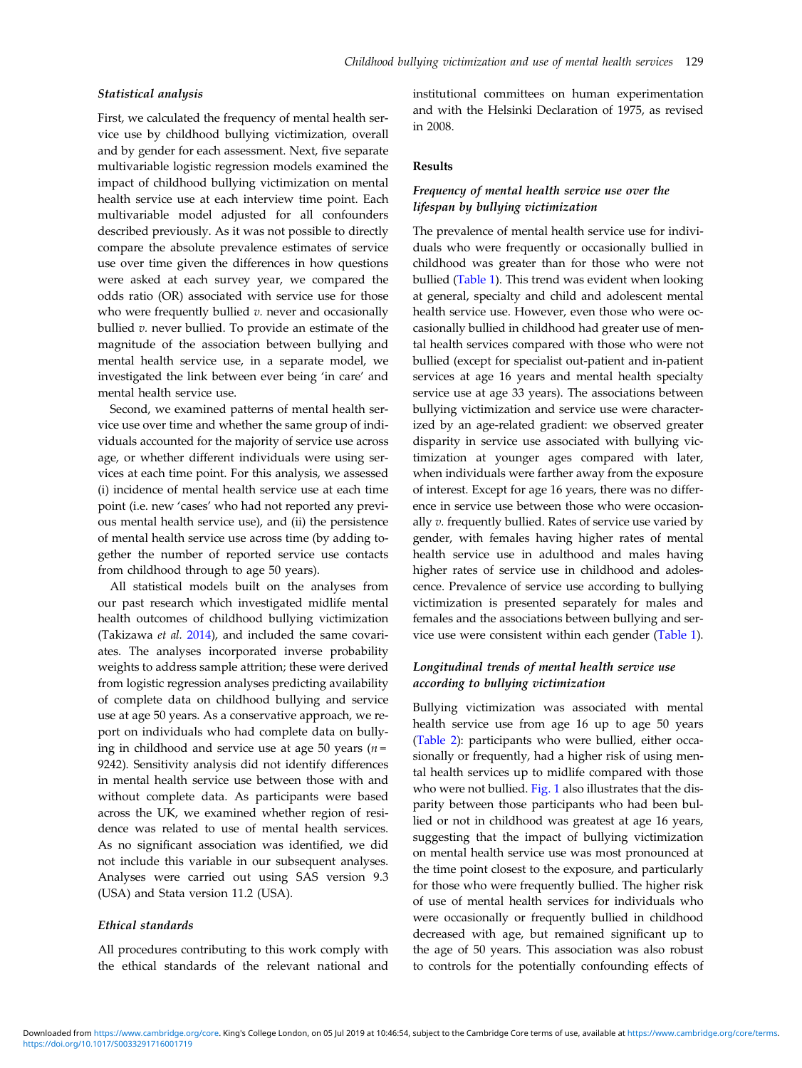### *Statistical analysis*

First, we calculated the frequency of mental health service use by childhood bullying victimization, overall and by gender for each assessment. Next, five separate multivariable logistic regression models examined the impact of childhood bullying victimization on mental health service use at each interview time point. Each multivariable model adjusted for all confounders described previously. As it was not possible to directly compare the absolute prevalence estimates of service use over time given the differences in how questions were asked at each survey year, we compared the odds ratio (OR) associated with service use for those who were frequently bullied *v.* never and occasionally bullied *v.* never bullied. To provide an estimate of the magnitude of the association between bullying and mental health service use, in a separate model, we investigated the link between ever being 'in care' and mental health service use.

Second, we examined patterns of mental health service use over time and whether the same group of individuals accounted for the majority of service use across age, or whether different individuals were using services at each time point. For this analysis, we assessed (i) incidence of mental health service use at each time point (i.e. new 'cases' who had not reported any previous mental health service use), and (ii) the persistence of mental health service use across time (by adding together the number of reported service use contacts from childhood through to age 50 years).

All statistical models built on the analyses from our past research which investigated midlife mental health outcomes of childhood bullying victimization (Takizawa *et al.* 2014), and included the same covariates. The analyses incorporated inverse probability weights to address sample attrition; these were derived from logistic regression analyses predicting availability of complete data on childhood bullying and service use at age 50 years. As a conservative approach, we report on individuals who had complete data on bullying in childhood and service use at age 50 years ($n = 9242$). Sensitivity analysis did not identify differences in mental health service use between those with and without complete data. As participants were based across the UK, we examined whether region of residence was related to use of mental health services. As no significant association was identified, we did not include this variable in our subsequent analyses. Analyses were carried out using SAS version 9.3 (USA) and Stata version 11.2 (USA).

### *Ethical standards*

All procedures contributing to this work comply with the ethical standards of the relevant national and institutional committees on human experimentation and with the Helsinki Declaration of 1975, as revised in 2008.

## Results

### *Frequency of mental health service use over the lifespan by bullying victimization*

The prevalence of mental health service use for individuals who were frequently or occasionally bullied in childhood was greater than for those who were not bullied (Table 1). This trend was evident when looking at general, specialty and child and adolescent mental health service use. However, even those who were occasionally bullied in childhood had greater use of mental health services compared with those who were not bullied (except for specialist out-patient and in-patient services at age 16 years and mental health specialty service use at age 33 years). The associations between bullying victimization and service use were characterized by an age-related gradient: we observed greater disparity in service use associated with bullying victimization at younger ages compared with later, when individuals were farther away from the exposure of interest. Except for age 16 years, there was no difference in service use between those who were occasionally *v.* frequently bullied. Rates of service use varied by gender, with females having higher rates of mental health service use in adulthood and males having higher rates of service use in childhood and adolescence. Prevalence of service use according to bullying victimization is presented separately for males and females and the associations between bullying and service use were consistent within each gender (Table 1).

### *Longitudinal trends of mental health service use according to bullying victimization*

Bullying victimization was associated with mental health service use from age 16 up to age 50 years (Table 2): participants who were bullied, either occasionally or frequently, had a higher risk of using mental health services up to midlife compared with those who were not bullied. Fig. 1 also illustrates that the disparity between those participants who had been bullied or not in childhood was greatest at age 16 years, suggesting that the impact of bullying victimization on mental health service use was most pronounced at the time point closest to the exposure, and particularly for those who were frequently bullied. The higher risk of use of mental health services for individuals who were occasionally or frequently bullied in childhood decreased with age, but remained significant up to the age of 50 years. This association was also robust to controls for the potentially confounding effects of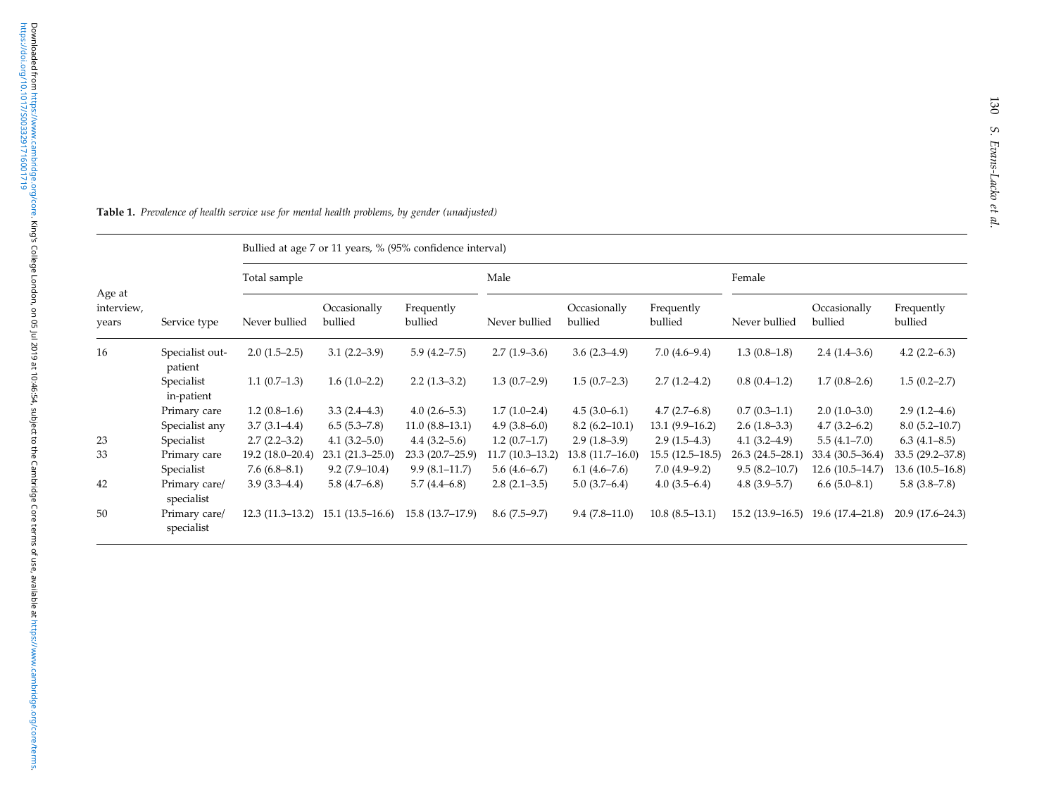**Table 1.** *Prevalence of health service use for mental health problems, by gender (unadjusted)*

| Age at interview, years | Service type | Bullied at age 7 or 11 years, % (95% confidence interval) | | | | | | | | |
|---|---|---|---|---|---|---|---|---|---|---|
| | | Total sample | | | Male | | | Female | | |
| | | Never bullied | Occasionally bullied | Frequently bullied | Never bullied | Occasionally bullied | Frequently bullied | Never bullied | Occasionally bullied | Frequently bullied |
| 16 | Specialist out-patient | 2.0 (1.5–2.5) | 3.1 (2.2–3.9) | 5.9 (4.2–7.5) | 2.7 (1.9–3.6) | 3.6 (2.3–4.9) | 7.0 (4.6–9.4) | 1.3 (0.8–1.8) | 2.4 (1.4–3.6) | 4.2 (2.2–6.3) |
| | Specialist in-patient | 1.1 (0.7–1.3) | 1.6 (1.0–2.2) | 2.2 (1.3–3.2) | 1.3 (0.7–2.9) | 1.5 (0.7–2.3) | 2.7 (1.2–4.2) | 0.8 (0.4–1.2) | 1.7 (0.8–2.6) | 1.5 (0.2–2.7) |
| | Primary care | 1.2 (0.8–1.6) | 3.3 (2.4–4.3) | 4.0 (2.6–5.3) | 1.7 (1.0–2.4) | 4.5 (3.0–6.1) | 4.7 (2.7–6.8) | 0.7 (0.3–1.1) | 2.0 (1.0–3.0) | 2.9 (1.2–4.6) |
| | Specialist any | 3.7 (3.1–4.4) | 6.5 (5.3–7.8) | 11.0 (8.8–13.1) | 4.9 (3.8–6.0) | 8.2 (6.2–10.1) | 13.1 (9.9–16.2) | 2.6 (1.8–3.3) | 4.7 (3.2–6.2) | 8.0 (5.2–10.7) |
| 23 | Specialist | 2.7 (2.2–3.2) | 4.1 (3.2–5.0) | 4.4 (3.2–5.6) | 1.2 (0.7–1.7) | 2.9 (1.8–3.9) | 2.9 (1.5–4.3) | 4.1 (3.2–4.9) | 5.5 (4.1–7.0) | 6.3 (4.1–8.5) |
| 33 | Primary care | 19.2 (18.0–20.4) | 23.1 (21.3–25.0) | 23.3 (20.7–25.9) | 11.7 (10.3–13.2) | 13.8 (11.7–16.0) | 15.5 (12.5–18.5) | 26.3 (24.5–28.1) | 33.4 (30.5–36.4) | 33.5 (29.2–37.8) |
| | Specialist | 7.6 (6.8–8.1) | 9.2 (7.9–10.4) | 9.9 (8.1–11.7) | 5.6 (4.6–6.7) | 6.1 (4.6–7.6) | 7.0 (4.9–9.2) | 9.5 (8.2–10.7) | 12.6 (10.5–14.7) | 13.6 (10.5–16.8) |
| 42 | Primary care/ specialist | 3.9 (3.3–4.4) | 5.8 (4.7–6.8) | 5.7 (4.4–6.8) | 2.8 (2.1–3.5) | 5.0 (3.7–6.4) | 4.0 (3.5–6.4) | 4.8 (3.9–5.7) | 6.6 (5.0–8.1) | 5.8 (3.8–7.8) |
| 50 | Primary care/ specialist | 12.3 (11.3–13.2) | 15.1 (13.5–16.6) | 15.8 (13.7–17.9) | 8.6 (7.5–9.7) | 9.4 (7.8–11.0) | 10.8 (8.5–13.1) | 15.2 (13.9–16.5) | 19.6 (17.4–21.8) | 20.9 (17.6–24.3) |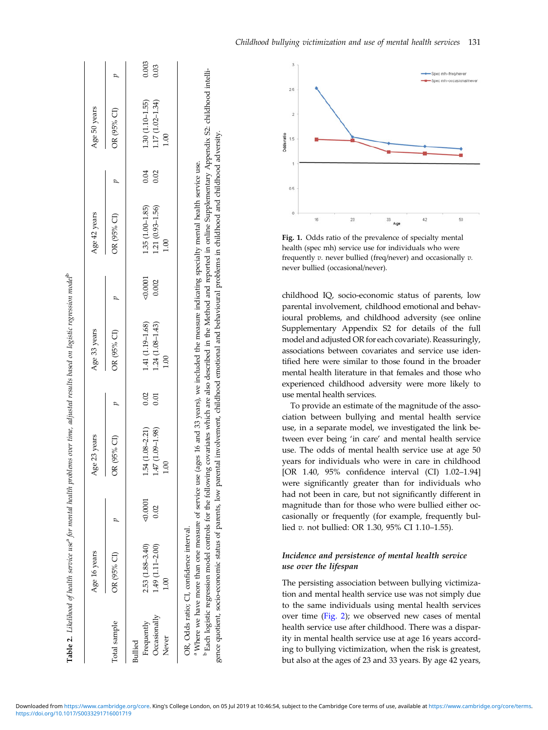**Table 2.** *Likelihood of health service use[a] for mental health problems over time, adjusted results based on logistic regression model[b]*

| Total sample | Age 16 years | | Age 23 years | | Age 33 years | | Age 42 years | | Age 50 years | |
|---|---|---|---|---|---|---|---|---|---|---|
| | OR (95% CI) | *p* | OR (95% CI) | *p* | OR (95% CI) | *p* | OR (95% CI) | *p* | OR (95% CI) | *p* |
| Bullied | | | | | | | | | | |
| Frequently | 2.53 (1.88–3.40) | <0.0001 | 1.54 (1.08–2.21) | 0.02 | 1.41 (1.19–1.68) | <0.0001 | 1.35 (1.00–1.85) | 0.04 | 1.30 (1.10–1.55) | 0.003 |
| Occasionally | 1.49 (1.11–2.00) | 0.02 | 1.47 (1.09–1.98) | 0.01 | 1.24 (1.08–1.43) | 0.002 | 1.21 (0.93–1.56) | 0.02 | 1.17 (1.02–1.34) | 0.03 |
| Never | 1.00 | | 1.00 | | 1.00 | | 1.00 | | 1.00 | |

OR, Odds ratio; CI, confidence interval.

[a] Where we have more than one measure of service use (ages 16 and 33 years), we included the measure indicating specialty mental health service use.

[b] Each logistic regression model controls for the following covariates which are also described in the Method and reported in online Supplementary Appendix S2: childhood intelligence quotient, socio-economic status of parents, low parental involvement, childhood emotional and behavioural problems in childhood and childhood adversity.

**Fig. 1.** Odds ratio of the prevalence of specialty mental health (spec mh) service use for individuals who were frequently *v.* never bullied (freq/never) and occasionally *v.* never bullied (occasional/never).

childhood IQ, socio-economic status of parents, low parental involvement, childhood emotional and behavioural problems, and childhood adversity (see online Supplementary Appendix S2 for details of the full model and adjusted OR for each covariate). Reassuringly, associations between covariates and service use identified here were similar to those found in the broader mental health literature in that females and those who experienced childhood adversity were more likely to use mental health services.

To provide an estimate of the magnitude of the association between bullying and mental health service use, in a separate model, we investigated the link between ever being 'in care' and mental health service use. The odds of mental health service use at age 50 years for individuals who were in care in childhood [OR 1.40, 95% confidence interval (CI) 1.02–1.94] were significantly greater than for individuals who had not been in care, but not significantly different in magnitude than for those who were bullied either occasionally or frequently (for example, frequently bullied *v.* not bullied: OR 1.30, 95% CI 1.10–1.55).

### *Incidence and persistence of mental health service use over the lifespan*

The persisting association between bullying victimization and mental health service use was not simply due to the same individuals using mental health services over time (Fig. 2); we observed new cases of mental health service use after childhood. There was a disparity in mental health service use at age 16 years according to bullying victimization, when the risk is greatest, but also at the ages of 23 and 33 years. By age 42 years,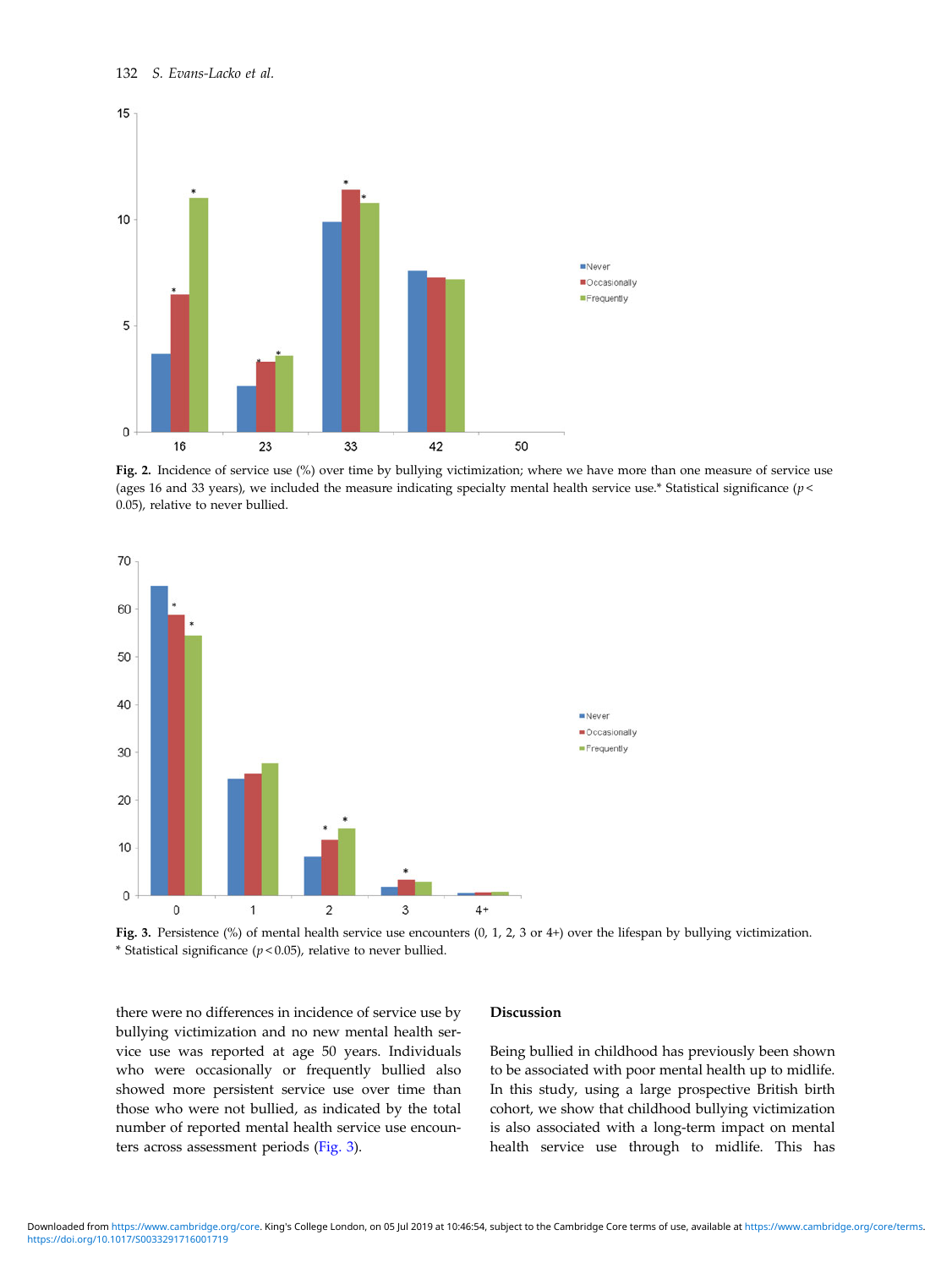Fig. 2. Incidence of service use (%) over time by bullying victimization; where we have more than one measure of service use (ages 16 and 33 years), we included the measure indicating specialty mental health service use.* Statistical significance ($p < 0.05$), relative to never bullied.

Fig. 3. Persistence (%) of mental health service use encounters (0, 1, 2, 3 or 4+) over the lifespan by bullying victimization. * Statistical significance ($p < 0.05$), relative to never bullied.

there were no differences in incidence of service use by bullying victimization and no new mental health service use was reported at age 50 years. Individuals who were occasionally or frequently bullied also showed more persistent service use over time than those who were not bullied, as indicated by the total number of reported mental health service use encounters across assessment periods (Fig. 3).

## Discussion

Being bullied in childhood has previously been shown to be associated with poor mental health up to midlife. In this study, using a large prospective British birth cohort, we show that childhood bullying victimization is also associated with a long-term impact on mental health service use through to midlife. This has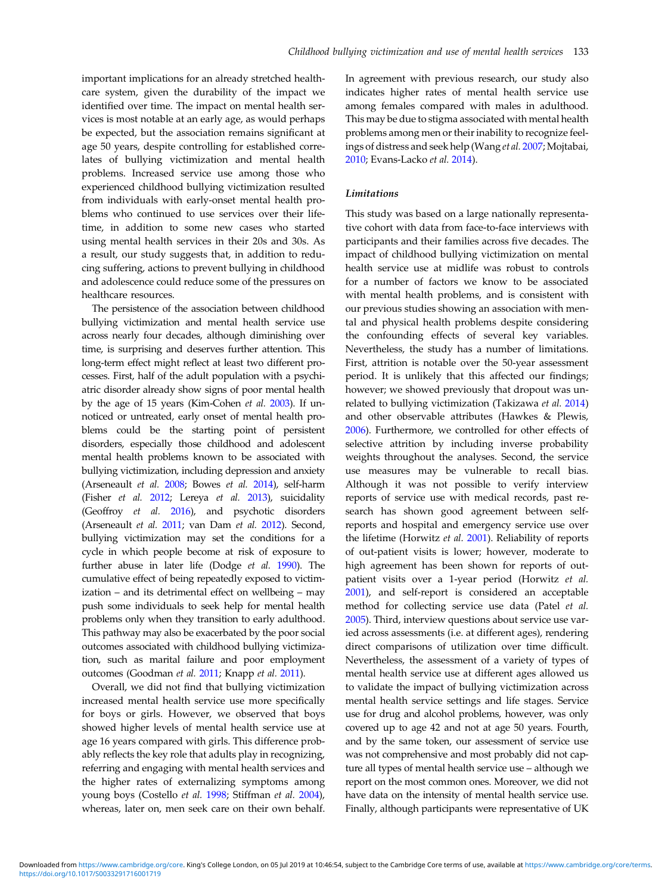important implications for an already stretched healthcare system, given the durability of the impact we identified over time. The impact on mental health services is most notable at an early age, as would perhaps be expected, but the association remains significant at age 50 years, despite controlling for established correlates of bullying victimization and mental health problems. Increased service use among those who experienced childhood bullying victimization resulted from individuals with early-onset mental health problems who continued to use services over their lifetime, in addition to some new cases who started using mental health services in their 20s and 30s. As a result, our study suggests that, in addition to reducing suffering, actions to prevent bullying in childhood and adolescence could reduce some of the pressures on healthcare resources.

The persistence of the association between childhood bullying victimization and mental health service use across nearly four decades, although diminishing over time, is surprising and deserves further attention. This long-term effect might reflect at least two different processes. First, half of the adult population with a psychiatric disorder already show signs of poor mental health by the age of 15 years (Kim-Cohen *et al.* 2003). If unnoticed or untreated, early onset of mental health problems could be the starting point of persistent disorders, especially those childhood and adolescent mental health problems known to be associated with bullying victimization, including depression and anxiety (Arseneault *et al.* 2008; Bowes *et al.* 2014), self-harm (Fisher *et al.* 2012; Lereya *et al.* 2013), suicidality (Geoffroy *et al.* 2016), and psychotic disorders (Arseneault *et al.* 2011; van Dam *et al.* 2012). Second, bullying victimization may set the conditions for a cycle in which people become at risk of exposure to further abuse in later life (Dodge *et al.* 1990). The cumulative effect of being repeatedly exposed to victimization – and its detrimental effect on wellbeing – may push some individuals to seek help for mental health problems only when they transition to early adulthood. This pathway may also be exacerbated by the poor social outcomes associated with childhood bullying victimization, such as marital failure and poor employment outcomes (Goodman *et al.* 2011; Knapp *et al.* 2011).

Overall, we did not find that bullying victimization increased mental health service use more specifically for boys or girls. However, we observed that boys showed higher levels of mental health service use at age 16 years compared with girls. This difference probably reflects the key role that adults play in recognizing, referring and engaging with mental health services and the higher rates of externalizing symptoms among young boys (Costello *et al.* 1998; Stiffman *et al.* 2004), whereas, later on, men seek care on their own behalf. In agreement with previous research, our study also indicates higher rates of mental health service use among females compared with males in adulthood. This may be due to stigma associated with mental health problems among men or their inability to recognize feelings of distress and seek help (Wang *et al.* 2007; Mojtabai, 2010; Evans-Lacko *et al.* 2014).

### *Limitations*

This study was based on a large nationally representative cohort with data from face-to-face interviews with participants and their families across five decades. The impact of childhood bullying victimization on mental health service use at midlife was robust to controls for a number of factors we know to be associated with mental health problems, and is consistent with our previous studies showing an association with mental and physical health problems despite considering the confounding effects of several key variables. Nevertheless, the study has a number of limitations. First, attrition is notable over the 50-year assessment period. It is unlikely that this affected our findings; however; we showed previously that dropout was unrelated to bullying victimization (Takizawa *et al.* 2014) and other observable attributes (Hawkes & Plewis, 2006). Furthermore, we controlled for other effects of selective attrition by including inverse probability weights throughout the analyses. Second, the service use measures may be vulnerable to recall bias. Although it was not possible to verify interview reports of service use with medical records, past research has shown good agreement between self-reports and hospital and emergency service use over the lifetime (Horwitz *et al.* 2001). Reliability of reports of out-patient visits is lower; however, moderate to high agreement has been shown for reports of out-patient visits over a 1-year period (Horwitz *et al.* 2001), and self-report is considered an acceptable method for collecting service use data (Patel *et al.* 2005). Third, interview questions about service use varied across assessments (i.e. at different ages), rendering direct comparisons of utilization over time difficult. Nevertheless, the assessment of a variety of types of mental health service use at different ages allowed us to validate the impact of bullying victimization across mental health service settings and life stages. Service use for drug and alcohol problems, however, was only covered up to age 42 and not at age 50 years. Fourth, and by the same token, our assessment of service use was not comprehensive and most probably did not capture all types of mental health service use – although we report on the most common ones. Moreover, we did not have data on the intensity of mental health service use. Finally, although participants were representative of UK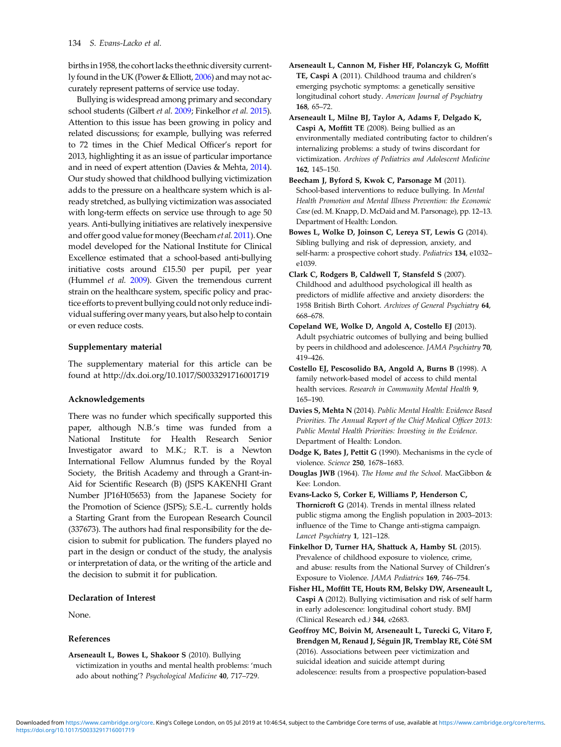births in 1958, the cohort lacks the ethnic diversity currently found in the UK (Power & Elliott, 2006) and may not accurately represent patterns of service use today.

Bullying is widespread among primary and secondary school students (Gilbert *et al*. 2009; Finkelhor *et al.* 2015). Attention to this issue has been growing in policy and related discussions; for example, bullying was referred to 72 times in the Chief Medical Officer's report for 2013, highlighting it as an issue of particular importance and in need of expert attention (Davies & Mehta, 2014). Our study showed that childhood bullying victimization adds to the pressure on a healthcare system which is already stretched, as bullying victimization was associated with long-term effects on service use through to age 50 years. Anti-bullying initiatives are relatively inexpensive and offer good value for money (Beecham *et al.* 2011). One model developed for the National Institute for Clinical Excellence estimated that a school-based anti-bullying initiative costs around £15.50 per pupil, per year (Hummel *et al.* 2009). Given the tremendous current strain on the healthcare system, specific policy and practice efforts to prevent bullying could not only reduce individual suffering over many years, but also help to contain or even reduce costs.

### Supplementary material

The supplementary material for this article can be found at http://dx.doi.org/10.1017/S0033291716001719

### Acknowledgements

There was no funder which specifically supported this paper, although N.B.'s time was funded from a National Institute for Health Research Senior Investigator award to M.K.; R.T. is a Newton International Fellow Alumnus funded by the Royal Society, the British Academy and through a Grant-in-Aid for Scientific Research (B) (JSPS KAKENHI Grant Number JP16H05653) from the Japanese Society for the Promotion of Science (JSPS); S.E.-L. currently holds a Starting Grant from the European Research Council (337673). The authors had final responsibility for the decision to submit for publication. The funders played no part in the design or conduct of the study, the analysis or interpretation of data, or the writing of the article and the decision to submit it for publication.

### Declaration of Interest

None.

### References

**Arseneault L, Bowes L, Shakoor S** (2010). Bullying victimization in youths and mental health problems: 'much ado about nothing'? *Psychological Medicine* **40**, 717–729.

**Arseneault L, Cannon M, Fisher HF, Polanczyk G, Moffitt TE, Caspi A** (2011). Childhood trauma and children's emerging psychotic symptoms: a genetically sensitive longitudinal cohort study. *American Journal of Psychiatry* **168**, 65–72.

**Arseneault L, Milne BJ, Taylor A, Adams F, Delgado K, Caspi A, Moffitt TE** (2008). Being bullied as an environmentally mediated contributing factor to children's internalizing problems: a study of twins discordant for victimization. *Archives of Pediatrics and Adolescent Medicine* **162**, 145–150.

**Beecham J, Byford S, Kwok C, Parsonage M** (2011). School-based interventions to reduce bullying. In *Mental Health Promotion and Mental Illness Prevention: the Economic Case* (ed. M. Knapp, D. McDaid and M. Parsonage), pp. 12–13. Department of Health: London.

**Bowes L, Wolke D, Joinson C, Lereya ST, Lewis G** (2014). Sibling bullying and risk of depression, anxiety, and self-harm: a prospective cohort study. *Pediatrics* **134**, e1032–e1039.

**Clark C, Rodgers B, Caldwell T, Stansfeld S** (2007). Childhood and adulthood psychological ill health as predictors of midlife affective and anxiety disorders: the 1958 British Birth Cohort. *Archives of General Psychiatry* **64**, 668–678.

**Copeland WE, Wolke D, Angold A, Costello EJ** (2013). Adult psychiatric outcomes of bullying and being bullied by peers in childhood and adolescence. *JAMA Psychiatry* **70**, 419–426.

**Costello EJ, Pescosolido BA, Angold A, Burns B** (1998). A family network-based model of access to child mental health services. *Research in Community Mental Health* **9**, 165–190.

**Davies S, Mehta N** (2014). *Public Mental Health: Evidence Based Priorities. The Annual Report of the Chief Medical Officer 2013: Public Mental Health Priorities: Investing in the Evidence*. Department of Health: London.

**Dodge K, Bates J, Pettit G** (1990). Mechanisms in the cycle of violence. *Science* **250**, 1678–1683.

**Douglas JWB** (1964). *The Home and the School*. MacGibbon & Kee: London.

**Evans-Lacko S, Corker E, Williams P, Henderson C, Thornicroft G** (2014). Trends in mental illness related public stigma among the English population in 2003–2013: influence of the Time to Change anti-stigma campaign. *Lancet Psychiatry* **1**, 121–128.

**Finkelhor D, Turner HA, Shattuck A, Hamby SL** (2015). Prevalence of childhood exposure to violence, crime, and abuse: results from the National Survey of Children's Exposure to Violence. *JAMA Pediatrics* **169**, 746–754.

**Fisher HL, Moffitt TE, Houts RM, Belsky DW, Arseneault L, Caspi A** (2012). Bullying victimisation and risk of self harm in early adolescence: longitudinal cohort study. BMJ (Clinical Research ed.) **344**, e2683.

**Geoffroy MC, Boivin M, Arseneault L, Turecki G, Vitaro F, Brendgen M, Renaud J, Séguin JR, Tremblay RE, Côté SM** (2016). Associations between peer victimization and suicidal ideation and suicide attempt during adolescence: results from a prospective population-based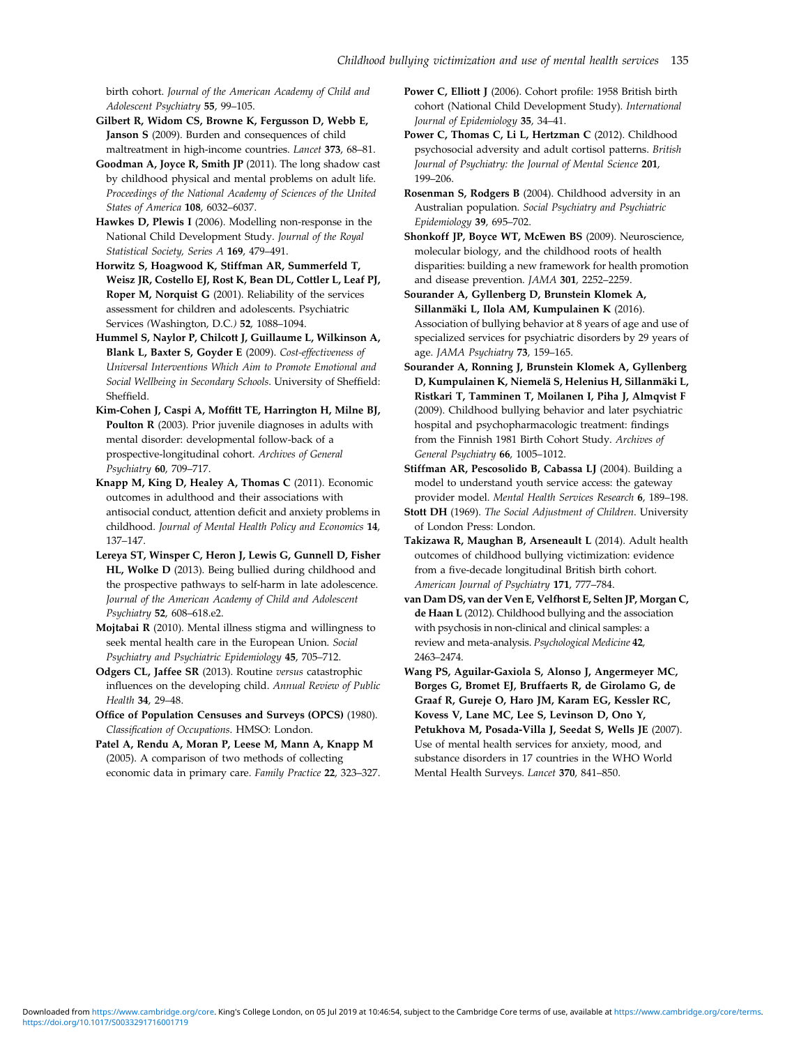birth cohort. *Journal of the American Academy of Child and Adolescent Psychiatry* **55**, 99–105.

**Gilbert R, Widom CS, Browne K, Fergusson D, Webb E, Janson S** (2009). Burden and consequences of child maltreatment in high-income countries. *Lancet* **373**, 68–81.

**Goodman A, Joyce R, Smith JP** (2011). The long shadow cast by childhood physical and mental problems on adult life. *Proceedings of the National Academy of Sciences of the United States of America* **108**, 6032–6037.

**Hawkes D, Plewis I** (2006). Modelling non-response in the National Child Development Study. *Journal of the Royal Statistical Society, Series A* **169**, 479–491.

**Horwitz S, Hoagwood K, Stiffman AR, Summerfeld T, Weisz JR, Costello EJ, Rost K, Bean DL, Cottler L, Leaf PJ, Roper M, Norquist G** (2001). Reliability of the services assessment for children and adolescents. Psychiatric Services *(*Washington, D.C.*)* **52**, 1088–1094.

**Hummel S, Naylor P, Chilcott J, Guillaume L, Wilkinson A, Blank L, Baxter S, Goyder E** (2009). *Cost-effectiveness of Universal Interventions Which Aim to Promote Emotional and Social Wellbeing in Secondary Schools*. University of Sheffield: Sheffield.

**Kim-Cohen J, Caspi A, Moffitt TE, Harrington H, Milne BJ, Poulton R** (2003). Prior juvenile diagnoses in adults with mental disorder: developmental follow-back of a prospective-longitudinal cohort. *Archives of General Psychiatry* **60**, 709–717.

**Knapp M, King D, Healey A, Thomas C** (2011). Economic outcomes in adulthood and their associations with antisocial conduct, attention deficit and anxiety problems in childhood. *Journal of Mental Health Policy and Economics* **14**, 137–147.

**Lereya ST, Winsper C, Heron J, Lewis G, Gunnell D, Fisher HL, Wolke D** (2013). Being bullied during childhood and the prospective pathways to self-harm in late adolescence. *Journal of the American Academy of Child and Adolescent Psychiatry* **52**, 608–618.e2.

**Mojtabai R** (2010). Mental illness stigma and willingness to seek mental health care in the European Union. *Social Psychiatry and Psychiatric Epidemiology* **45**, 705–712.

**Odgers CL, Jaffee SR** (2013). Routine *versus* catastrophic influences on the developing child. *Annual Review of Public Health* **34**, 29–48.

**Office of Population Censuses and Surveys (OPCS)** (1980). *Classification of Occupations*. HMSO: London.

**Patel A, Rendu A, Moran P, Leese M, Mann A, Knapp M** (2005). A comparison of two methods of collecting economic data in primary care. *Family Practice* **22**, 323–327.

**Power C, Elliott J** (2006). Cohort profile: 1958 British birth cohort (National Child Development Study). *International Journal of Epidemiology* **35**, 34–41.

**Power C, Thomas C, Li L, Hertzman C** (2012). Childhood psychosocial adversity and adult cortisol patterns. *British Journal of Psychiatry: the Journal of Mental Science* **201**, 199–206.

**Rosenman S, Rodgers B** (2004). Childhood adversity in an Australian population. *Social Psychiatry and Psychiatric Epidemiology* **39**, 695–702.

**Shonkoff JP, Boyce WT, McEwen BS** (2009). Neuroscience, molecular biology, and the childhood roots of health disparities: building a new framework for health promotion and disease prevention. *JAMA* **301**, 2252–2259.

**Sourander A, Gyllenberg D, Brunstein Klomek A, Sillanmäki L, Ilola AM, Kumpulainen K** (2016). Association of bullying behavior at 8 years of age and use of specialized services for psychiatric disorders by 29 years of age. *JAMA Psychiatry* **73**, 159–165.

**Sourander A, Ronning J, Brunstein Klomek A, Gyllenberg D, Kumpulainen K, Niemelä S, Helenius H, Sillanmäki L, Ristkari T, Tamminen T, Moilanen I, Piha J, Almqvist F** (2009). Childhood bullying behavior and later psychiatric hospital and psychopharmacologic treatment: findings from the Finnish 1981 Birth Cohort Study. *Archives of General Psychiatry* **66**, 1005–1012.

**Stiffman AR, Pescosolido B, Cabassa LJ** (2004). Building a model to understand youth service access: the gateway provider model. *Mental Health Services Research* **6**, 189–198.

**Stott DH** (1969). *The Social Adjustment of Children*. University of London Press: London.

**Takizawa R, Maughan B, Arseneault L** (2014). Adult health outcomes of childhood bullying victimization: evidence from a five-decade longitudinal British birth cohort. *American Journal of Psychiatry* **171**, 777–784.

**van Dam DS, van der Ven E, Velfhorst E, Selten JP, Morgan C, de Haan L** (2012). Childhood bullying and the association with psychosis in non-clinical and clinical samples: a review and meta-analysis. *Psychological Medicine* **42**, 2463–2474.

**Wang PS, Aguilar-Gaxiola S, Alonso J, Angermeyer MC, Borges G, Bromet EJ, Bruffaerts R, de Girolamo G, de Graaf R, Gureje O, Haro JM, Karam EG, Kessler RC, Kovess V, Lane MC, Lee S, Levinson D, Ono Y, Petukhova M, Posada-Villa J, Seedat S, Wells JE** (2007). Use of mental health services for anxiety, mood, and substance disorders in 17 countries in the WHO World Mental Health Surveys. *Lancet* **370**, 841–850.